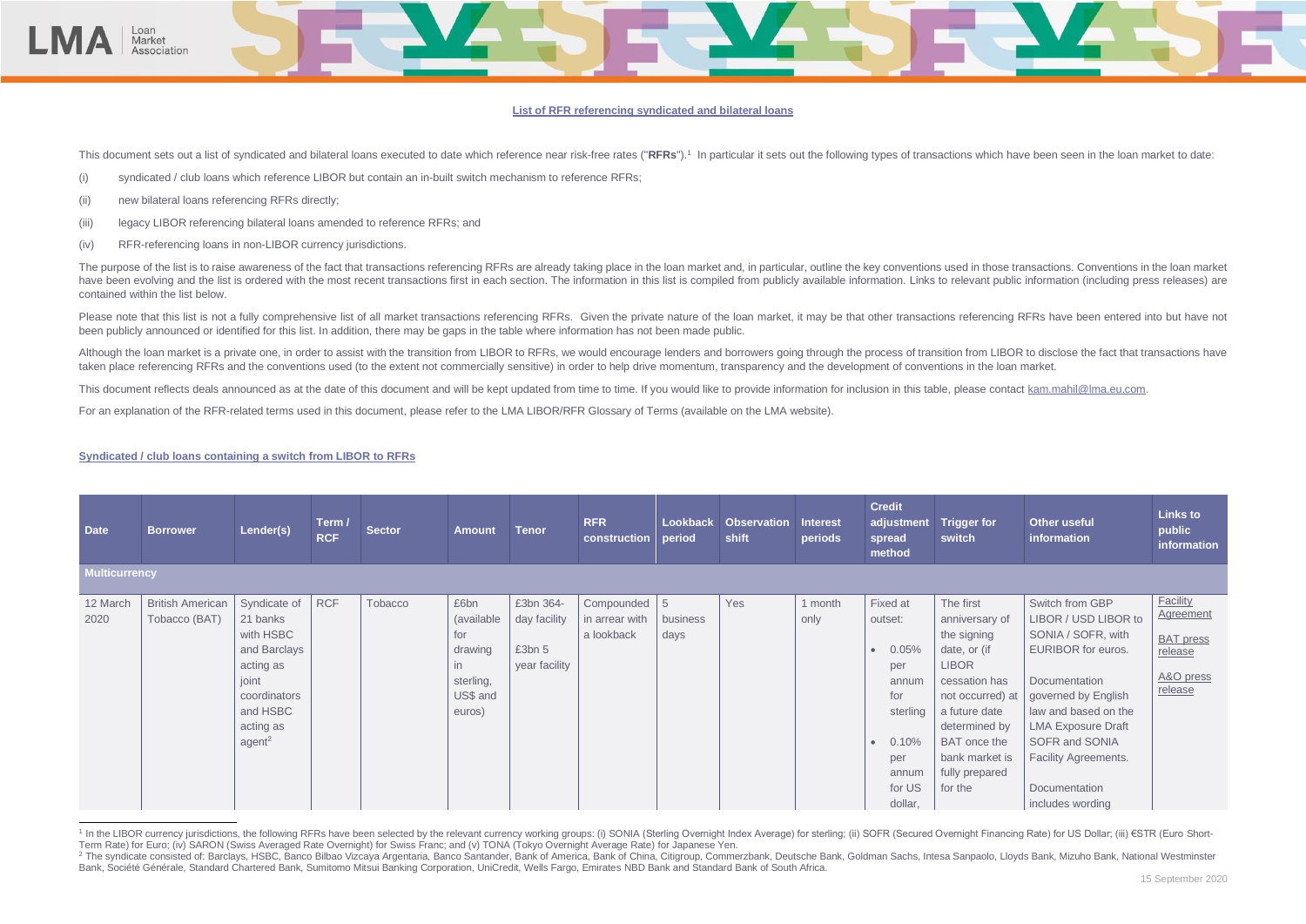**List of RFR referencing syndicated and bilateral loans**

This document sets out a list of syndicated and bilateral loans executed to date which reference near risk-free rates ("**RFRs**").[1] In particular it sets out the following types of transactions which have been seen in the loan market to date:

(i) syndicated / club loans which reference LIBOR but contain an in-built switch mechanism to reference RFRs;

(ii) new bilateral loans referencing RFRs directly;

(iii) legacy LIBOR referencing bilateral loans amended to reference RFRs; and

(iv) RFR-referencing loans in non-LIBOR currency jurisdictions.

The purpose of the list is to raise awareness of the fact that transactions referencing RFRs are already taking place in the loan market and, in particular, outline the key conventions used in those transactions. Conventions in the loan market have been evolving and the list is ordered with the most recent transactions first in each section. The information in this list is compiled from publicly available information. Links to relevant public information (including press releases) are contained within the list below.

Please note that this list is not a fully comprehensive list of all market transactions referencing RFRs. Given the private nature of the loan market, it may be that other transactions referencing RFRs have been entered into but have not been publicly announced or identified for this list. In addition, there may be gaps in the table where information has not been made public.

Although the loan market is a private one, in order to assist with the transition from LIBOR to RFRs, we would encourage lenders and borrowers going through the process of transition from LIBOR to disclose the fact that transactions have taken place referencing RFRs and the conventions used (to the extent not commercially sensitive) in order to help drive momentum, transparency and the development of conventions in the loan market.

This document reflects deals announced as at the date of this document and will be kept updated from time to time. If you would like to provide information for inclusion in this table, please contact kam.mahil@lma.eu.com.

For an explanation of the RFR-related terms used in this document, please refer to the LMA LIBOR/RFR Glossary of Terms (available on the LMA website).

**Syndicated / club loans containing a switch from LIBOR to RFRs**

| Date | Borrower | Lender(s) | Term / RCF | Sector | Amount | Tenor | RFR construction | Lookback period | Observation shift | Interest periods | Credit adjustment spread method | Trigger for switch | Other useful information | Links to public information |
|---|---|---|---|---|---|---|---|---|---|---|---|---|---|---|
| **Multicurrency** | | | | | | | | | | | | | | |
| 12 March 2020 | British American Tobacco (BAT) | Syndicate of 21 banks with HSBC and Barclays acting as joint coordinators and HSBC acting as agent[2] | RCF | Tobacco | £6bn (available for drawing in sterling, US$ and euros) | £3bn 364-day facility<br><br>£3bn 5 year facility | Compounded in arrear with a lookback | 5 business days | Yes | 1 month only | Fixed at outset:<br>• 0.05% per annum for sterling<br>• 0.10% per annum for US dollar, | The first anniversary of the signing date, or (if LIBOR cessation has not occurred) at a future date determined by BAT once the bank market is fully prepared for the | Switch from GBP LIBOR / USD LIBOR to SONIA / SOFR, with EURIBOR for euros.<br><br>Documentation governed by English law and based on the LMA Exposure Draft SOFR and SONIA Facility Agreements.<br><br>Documentation includes wording | Facility Agreement<br><br>BAT press release<br><br>A&O press release |

[1] In the LIBOR currency jurisdictions, the following RFRs have been selected by the relevant currency working groups: (i) SONIA (Sterling Overnight Index Average) for sterling; (ii) SOFR (Secured Overnight Financing Rate) for US Dollar; (iii) €STR (Euro Short-Term Rate) for Euro; (iv) SARON (Swiss Averaged Rate Overnight) for Swiss Franc; and (v) TONA (Tokyo Overnight Average Rate) for Japanese Yen.

[2] The syndicate consisted of: Barclays, HSBC, Banco Bilbao Vizcaya Argentaria, Banco Santander, Bank of America, Bank of China, Citigroup, Commerzbank, Deutsche Bank, Goldman Sachs, Intesa Sanpaolo, Lloyds Bank, Mizuho Bank, National Westminster Bank, Société Générale, Standard Chartered Bank, Sumitomo Mitsui Banking Corporation, UniCredit, Wells Fargo, Emirates NBD Bank and Standard Bank of South Africa.

15 September 2020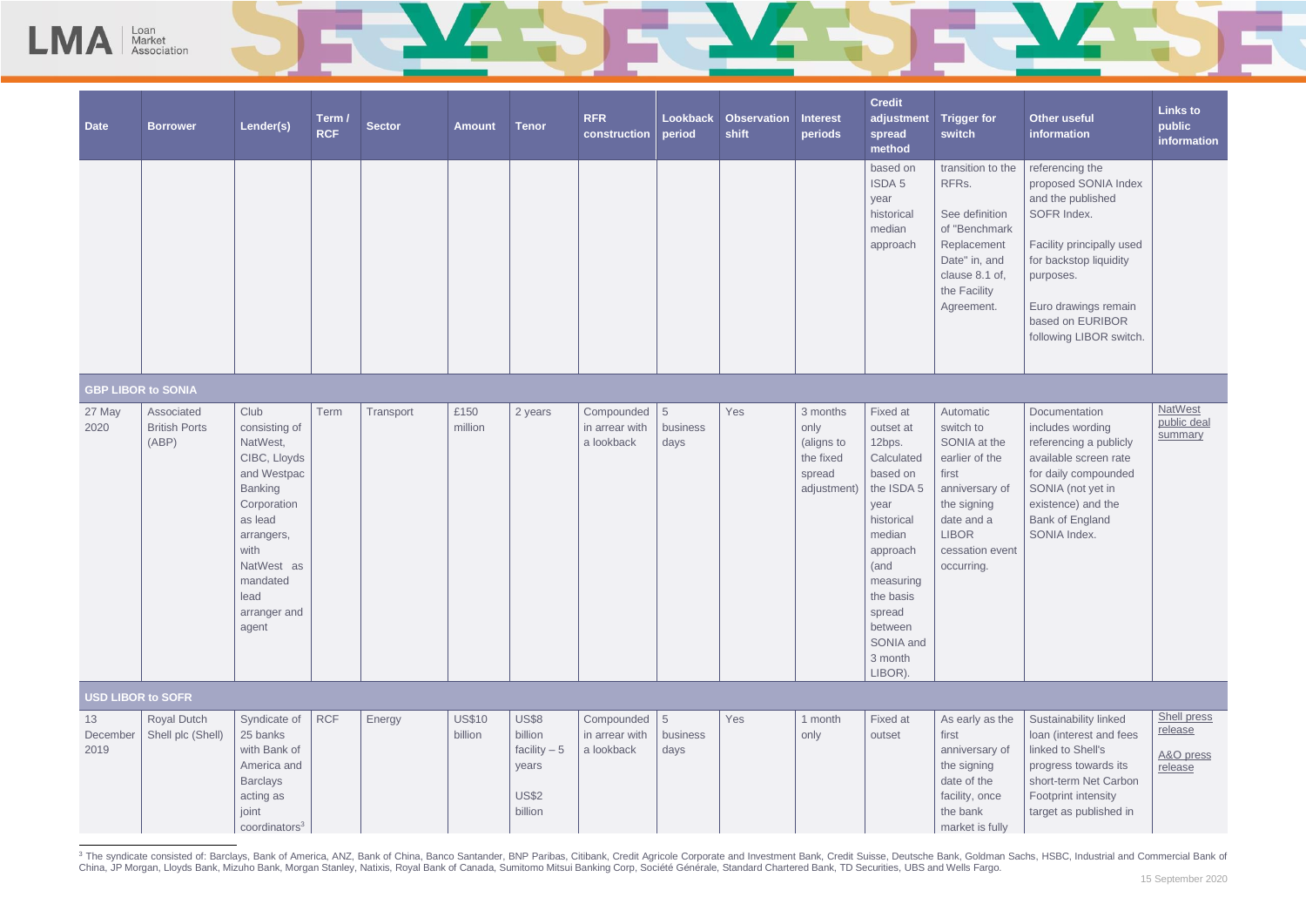| Date | Borrower | Lender(s) | Term / RCF | Sector | Amount | Tenor | RFR construction | Lookback period | Observation shift | Interest periods | Credit adjustment spread method | Trigger for switch | Other useful information | Links to public information |
|---|---|---|---|---|---|---|---|---|---|---|---|---|---|---|
| | | | | | | | | | | | based on ISDA 5 year historical median approach | transition to the RFRs. See definition of "Benchmark Replacement Date" in, and clause 8.1 of, the Facility Agreement. | referencing the proposed SONIA Index and the published SOFR Index. Facility principally used for backstop liquidity purposes. Euro drawings remain based on EURIBOR following LIBOR switch. | |
| **GBP LIBOR to SONIA** | | | | | | | | | | | | | | |
| 27 May 2020 | Associated British Ports (ABP) | Club consisting of NatWest, CIBC, Lloyds and Westpac Banking Corporation as lead arrangers, with NatWest as mandated lead arranger and agent | Term | Transport | £150 million | 2 years | Compounded in arrear with a lookback | 5 business days | Yes | 3 months only (aligns to the fixed spread adjustment) | Fixed at outset at 12bps. Calculated based on the ISDA 5 year historical median approach (and measuring the basis spread between SONIA and 3 month LIBOR). | Automatic switch to SONIA at the earlier of the first anniversary of the signing date and a LIBOR cessation event occurring. | Documentation includes wording referencing a publicly available screen rate for daily compounded SONIA (not yet in existence) and the Bank of England SONIA Index. | NatWest public deal summary |
| **USD LIBOR to SOFR** | | | | | | | | | | | | | | |
| 13 December 2019 | Royal Dutch Shell plc (Shell) | Syndicate of 25 banks with Bank of America and Barclays acting as joint coordinators[3] | RCF | Energy | US$10 billion | US$8 billion facility – 5 years US$2 billion | Compounded in arrear with a lookback | 5 business days | Yes | 1 month only | Fixed at outset | As early as the first anniversary of the signing date of the facility, once the bank market is fully | Sustainability linked loan (interest and fees linked to Shell's progress towards its short-term Net Carbon Footprint intensity target as published in | Shell press release A&O press release |

[3] The syndicate consisted of: Barclays, Bank of America, ANZ, Bank of China, Banco Santander, BNP Paribas, Citibank, Credit Agricole Corporate and Investment Bank, Credit Suisse, Deutsche Bank, Goldman Sachs, HSBC, Industrial and Commercial Bank of China, JP Morgan, Lloyds Bank, Mizuho Bank, Morgan Stanley, Natixis, Royal Bank of Canada, Sumitomo Mitsui Banking Corp, Société Générale, Standard Chartered Bank, TD Securities, UBS and Wells Fargo.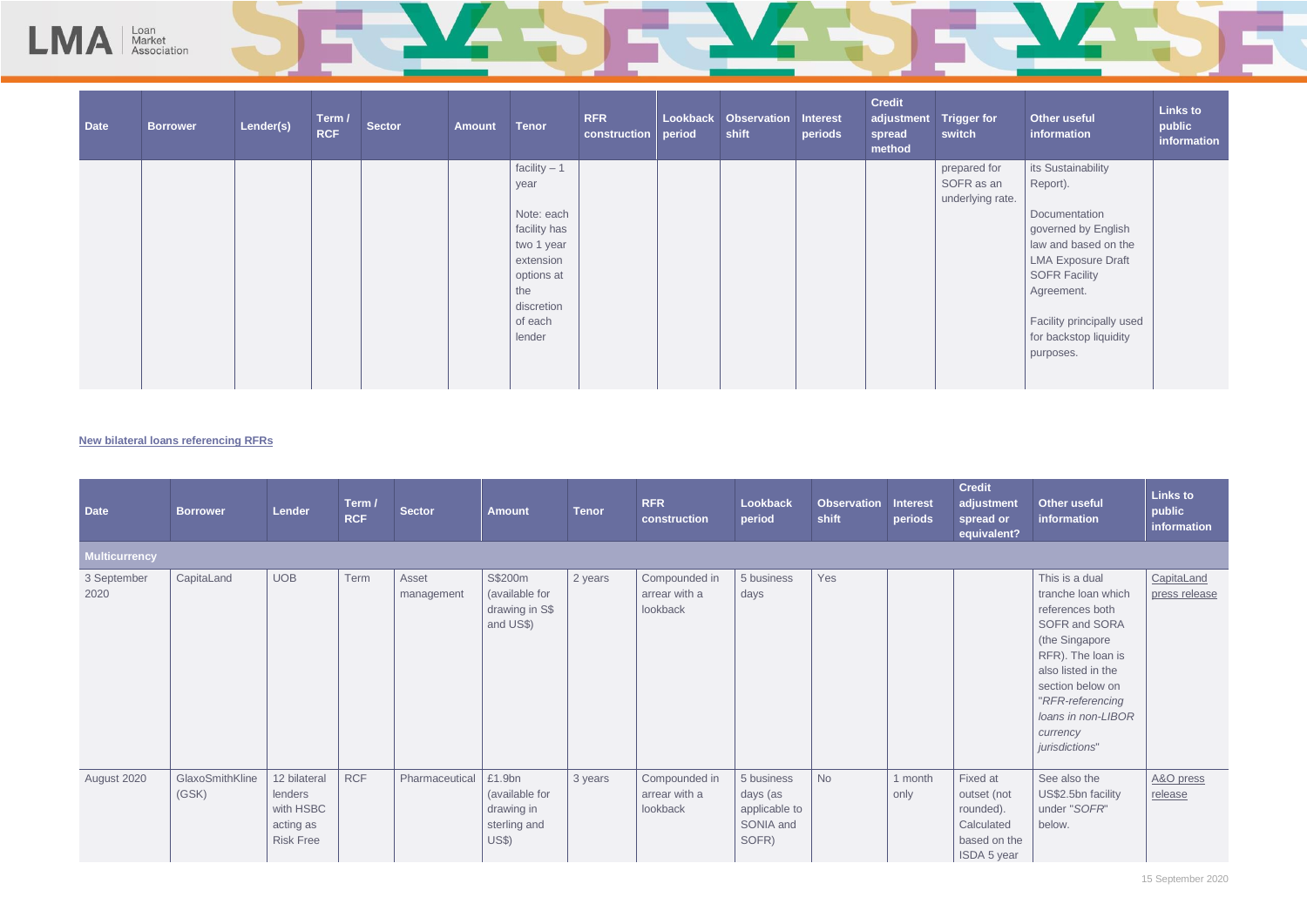| Date | Borrower | Lender(s) | Term / RCF | Sector | Amount | Tenor | RFR construction | Lookback period | Observation shift | Interest periods | Credit adjustment spread method | Trigger for switch | Other useful information | Links to public information |
|---|---|---|---|---|---|---|---|---|---|---|---|---|---|---|
| | | | | | | facility – 1 year<br><br>Note: each facility has two 1 year extension options at the discretion of each lender | | | | | | prepared for SOFR as an underlying rate. | its Sustainability Report).<br><br>Documentation governed by English law and based on the LMA Exposure Draft SOFR Facility Agreement.<br><br>Facility principally used for backstop liquidity purposes. | |

**New bilateral loans referencing RFRs**

| Date | Borrower | Lender | Term / RCF | Sector | Amount | Tenor | RFR construction | Lookback period | Observation shift | Interest periods | Credit adjustment spread or equivalent? | Other useful information | Links to public information |
|---|---|---|---|---|---|---|---|---|---|---|---|---|---|
| **Multicurrency** | | | | | | | | | | | | | |
| 3 September 2020 | CapitaLand | UOB | Term | Asset management | S$200m (available for drawing in S$ and US$) | 2 years | Compounded in arrear with a lookback | 5 business days | Yes | | | This is a dual tranche loan which references both SOFR and SORA (the Singapore RFR). The loan is also listed in the section below on "*RFR-referencing loans in non-LIBOR currency jurisdictions*" | CapitaLand press release |
| August 2020 | GlaxoSmithKline (GSK) | 12 bilateral lenders with HSBC acting as Risk Free | RCF | Pharmaceutical | £1.9bn (available for drawing in sterling and US$) | 3 years | Compounded in arrear with a lookback | 5 business days (as applicable to SONIA and SOFR) | No | 1 month only | Fixed at outset (not rounded). Calculated based on the ISDA 5 year | See also the US$2.5bn facility under "*SOFR*" below. | A&O press release |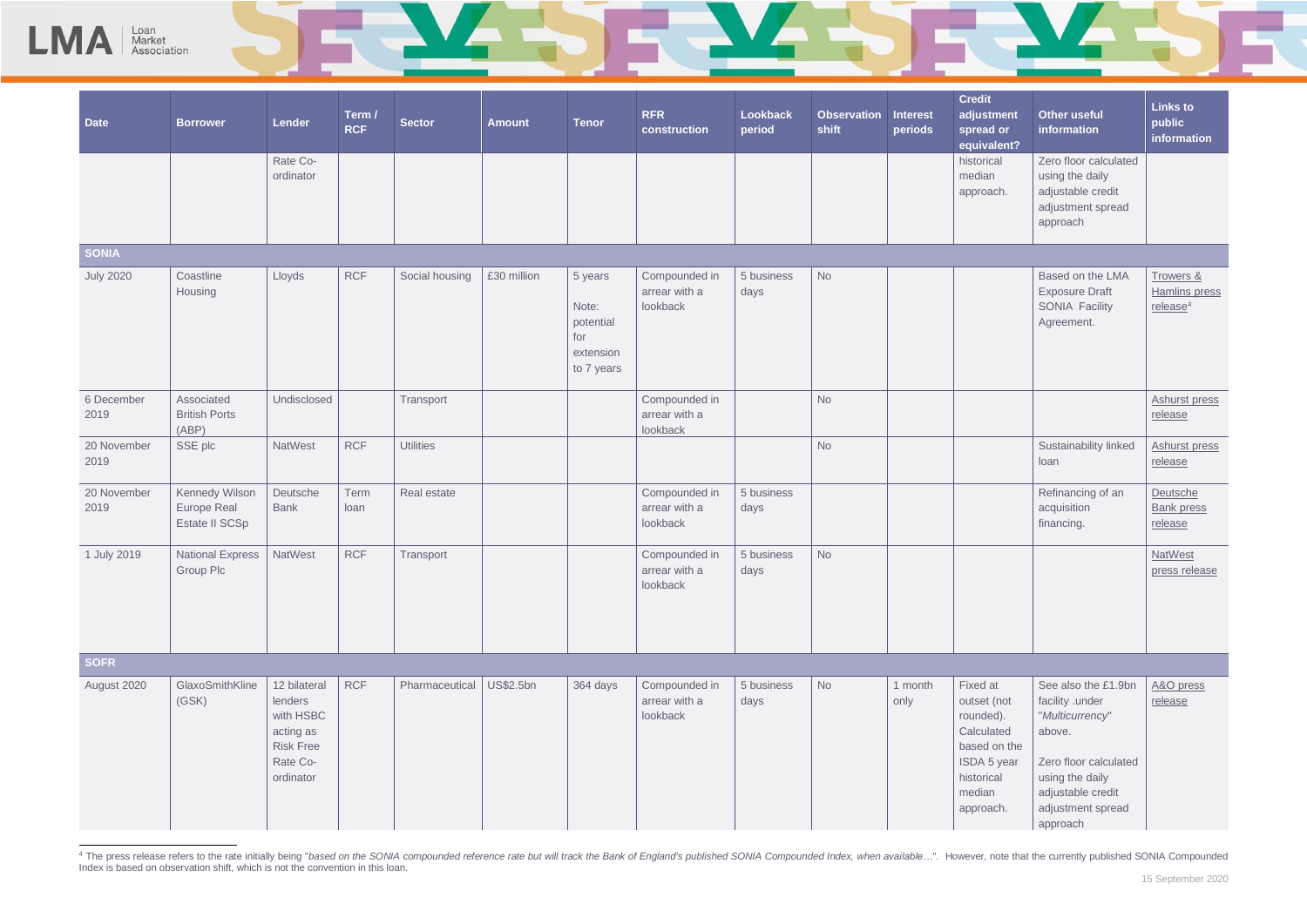| Date | Borrower | Lender | Term / RCF | Sector | Amount | Tenor | RFR construction | Lookback period | Observation shift | Interest periods | Credit adjustment spread or equivalent? | Other useful information | Links to public information |
|---|---|---|---|---|---|---|---|---|---|---|---|---|---|
| | | Rate Co-ordinator | | | | | | | | | historical median approach. | Zero floor calculated using the daily adjustable credit adjustment spread approach | |
| **SONIA** | | | | | | | | | | | | | |
| July 2020 | Coastline Housing | Lloyds | RCF | Social housing | £30 million | 5 years Note: potential for extension to 7 years | Compounded in arrear with a lookback | 5 business days | No | | | Based on the LMA Exposure Draft SONIA Facility Agreement. | Towers & Hamlins press release[4] |
| 6 December 2019 | Associated British Ports (ABP) | Undisclosed | | Transport | | | Compounded in arrear with a lookback | | No | | | | Ashurst press release |
| 20 November 2019 | SSE plc | NatWest | RCF | Utilities | | | | | No | | | Sustainability linked loan | Ashurst press release |
| 20 November 2019 | Kennedy Wilson Europe Real Estate II SCSp | Deutsche Bank | Term loan | Real estate | | | Compounded in arrear with a lookback | 5 business days | | | | Refinancing of an acquisition financing. | Deutsche Bank press release |
| 1 July 2019 | National Express Group Plc | NatWest | RCF | Transport | | | Compounded in arrear with a lookback | 5 business days | No | | | | NatWest press release |
| **SOFR** | | | | | | | | | | | | | |
| August 2020 | GlaxoSmithKline (GSK) | 12 bilateral lenders with HSBC acting as Risk Free Rate Co-ordinator | RCF | Pharmaceutical | US$2.5bn | 364 days | Compounded in arrear with a lookback | 5 business days | No | 1 month only | Fixed at outset (not rounded). Calculated based on the ISDA 5 year historical median approach. | See also the £1.9bn facility .under "*Multicurrency*" above. Zero floor calculated using the daily adjustable credit adjustment spread approach | A&O press release |

[4] The press release refers to the rate initially being "*based on the SONIA compounded reference rate but will track the Bank of England's published SONIA Compounded Index, when available…*". However, note that the currently published SONIA Compounded Index is based on observation shift, which is not the convention in this loan.

15 September 2020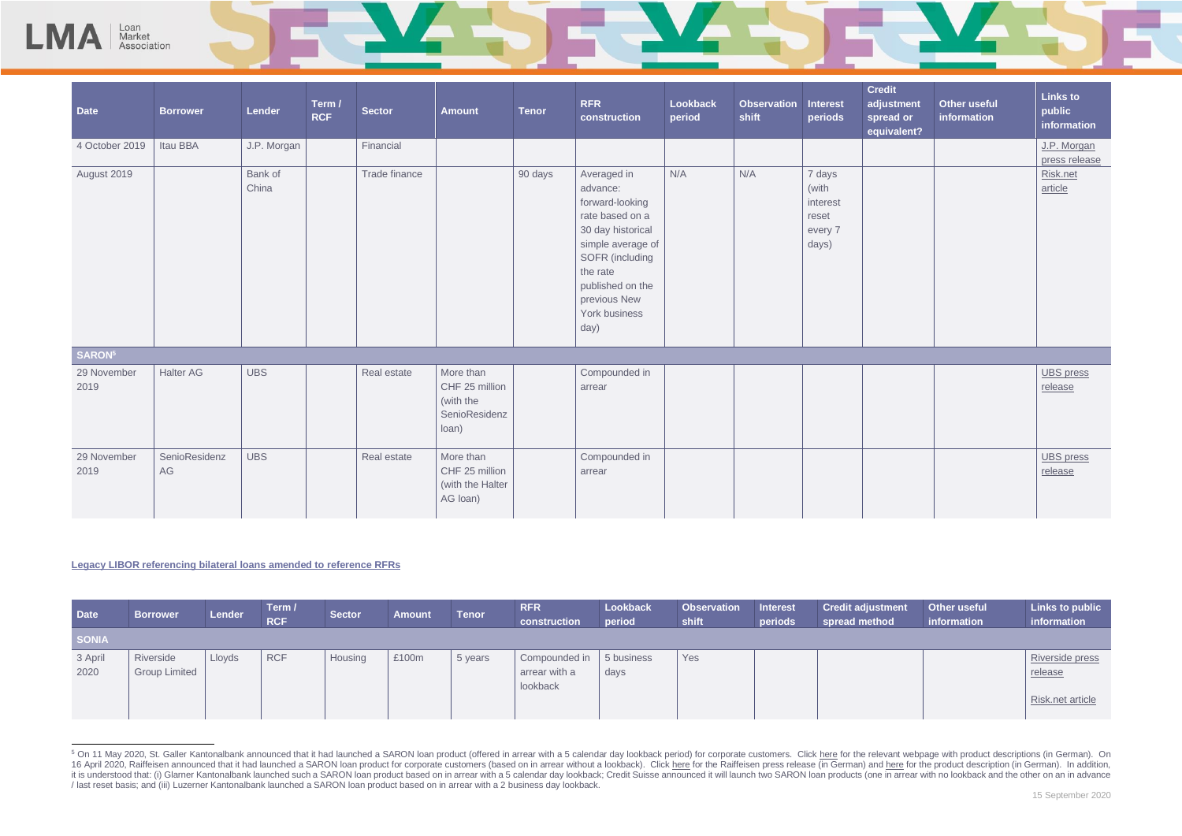| Date | Borrower | Lender | Term / RCF | Sector | Amount | Tenor | RFR construction | Lookback period | Observation shift | Interest periods | Credit adjustment spread or equivalent? | Other useful information | Links to public information |
|---|---|---|---|---|---|---|---|---|---|---|---|---|---|
| 4 October 2019 | Itau BBA | J.P. Morgan | | Financial | | | | | | | | | J.P. Morgan press release |
| August 2019 | | Bank of China | | Trade finance | | 90 days | Averaged in advance: forward-looking rate based on a 30 day historical simple average of SOFR (including the rate published on the previous New York business day) | N/A | N/A | 7 days (with interest reset every 7 days) | | | Risk.net article |
| **SARON**[5] | | | | | | | | | | | | | |
| 29 November 2019 | Halter AG | UBS | | Real estate | More than CHF 25 million (with the SenioResidenz loan) | | Compounded in arrear | | | | | | UBS press release |
| 29 November 2019 | SenioResidenz AG | UBS | | Real estate | More than CHF 25 million (with the Halter AG loan) | | Compounded in arrear | | | | | | UBS press release |

**Legacy LIBOR referencing bilateral loans amended to reference RFRs**

| Date | Borrower | Lender | Term / RCF | Sector | Amount | Tenor | RFR construction | Lookback period | Observation shift | Interest periods | Credit adjustment spread method | Other useful information | Links to public information |
|---|---|---|---|---|---|---|---|---|---|---|---|---|---|
| **SONIA** | | | | | | | | | | | | | |
| 3 April 2020 | Riverside Group Limited | Lloyds | RCF | Housing | £100m | 5 years | Compounded in arrear with a lookback | 5 business days | Yes | | | | Riverside press release<br><br>Risk.net article |

[5] On 11 May 2020, St. Galler Kantonalbank announced that it had launched a SARON loan product (offered in arrear with a 5 calendar day lookback period) for corporate customers. Click here for the relevant webpage with product descriptions (in German). On 16 April 2020, Raiffeisen announced that it had launched a SARON loan product for corporate customers (based on in arrear without a lookback). Click here for the Raiffeisen press release (in German) and here for the product description (in German). In addition, it is understood that: (i) Glarner Kantonalbank launched such a SARON loan product based on in arrear with a 5 calendar day lookback; Credit Suisse announced it will launch two SARON loan products (one in arrear with no lookback and the other on an in advance / last reset basis; and (iii) Luzerner Kantonalbank launched a SARON loan product based on in arrear with a 2 business day lookback.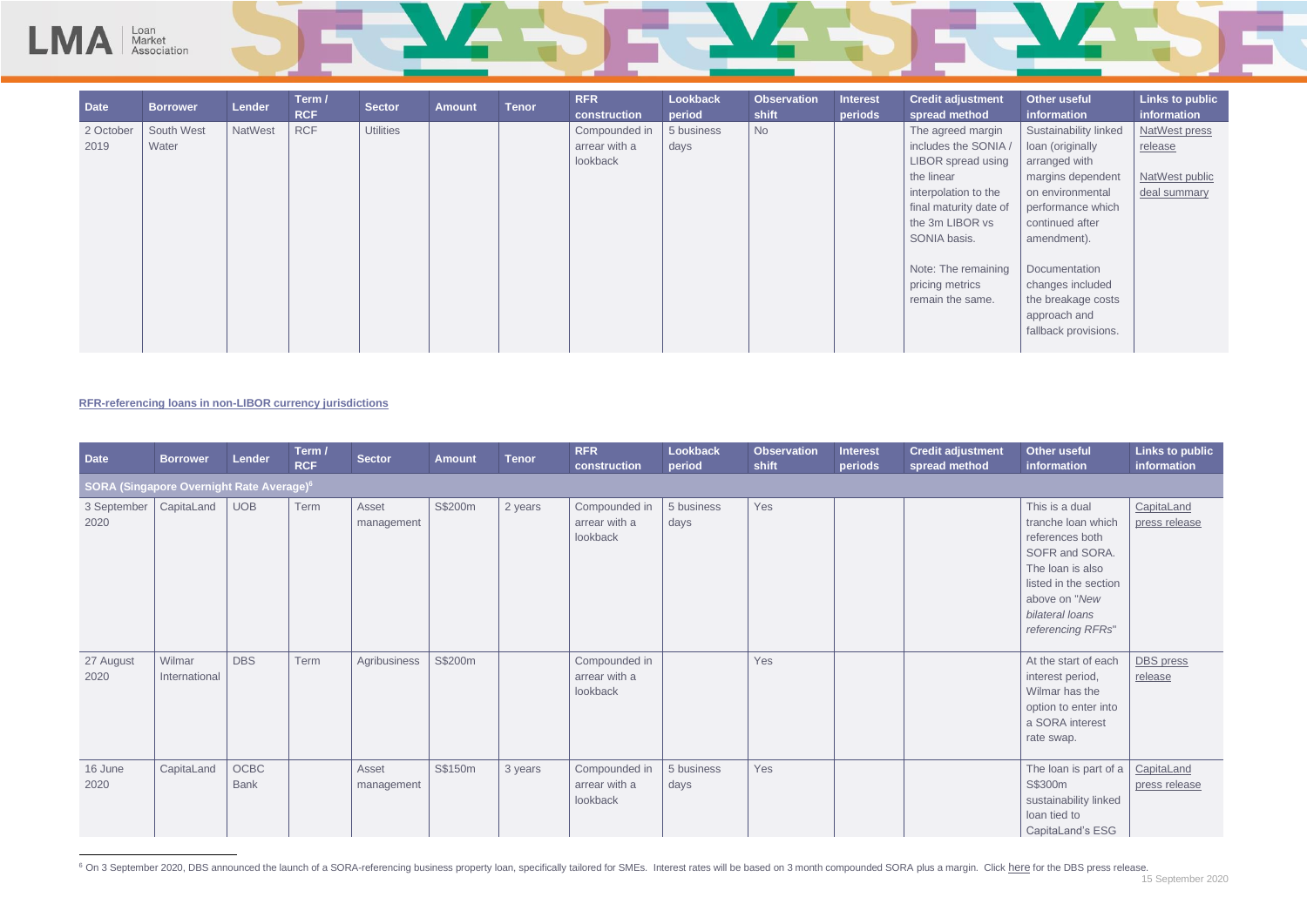| Date | Borrower | Lender | Term / RCF | Sector | Amount | Tenor | RFR construction | Lookback period | Observation shift | Interest periods | Credit adjustment spread method | Other useful information | Links to public information |
|---|---|---|---|---|---|---|---|---|---|---|---|---|---|
| 2 October 2019 | South West Water | NatWest | RCF | Utilities | | | Compounded in arrear with a lookback | 5 business days | No | | The agreed margin includes the SONIA / LIBOR spread using the linear interpolation to the final maturity date of the 3m LIBOR vs SONIA basis. Note: The remaining pricing metrics remain the same. | Sustainability linked loan (originally arranged with margins dependent on environmental performance which continued after amendment). Documentation changes included the breakage costs approach and fallback provisions. | NatWest press release NatWest public deal summary |

**RFR-referencing loans in non-LIBOR currency jurisdictions**

| Date | Borrower | Lender | Term / RCF | Sector | Amount | Tenor | RFR construction | Lookback period | Observation shift | Interest periods | Credit adjustment spread method | Other useful information | Links to public information |
|---|---|---|---|---|---|---|---|---|---|---|---|---|---|
| **SORA (Singapore Overnight Rate Average)[6]** | | | | | | | | | | | | | |
| 3 September 2020 | CapitaLand | UOB | Term | Asset management | S$200m | 2 years | Compounded in arrear with a lookback | 5 business days | Yes | | | This is a dual tranche loan which references both SOFR and SORA. The loan is also listed in the section above on "*New bilateral loans referencing RFRs*" | CapitaLand press release |
| 27 August 2020 | Wilmar International | DBS | Term | Agribusiness | S$200m | | Compounded in arrear with a lookback | | Yes | | | At the start of each interest period, Wilmar has the option to enter into a SORA interest rate swap. | DBS press release |
| 16 June 2020 | CapitaLand | OCBC Bank | | Asset management | S$150m | 3 years | Compounded in arrear with a lookback | 5 business days | Yes | | | The loan is part of a S$300m sustainability linked loan tied to CapitaLand's ESG | CapitaLand press release |

[6] On 3 September 2020, DBS announced the launch of a SORA-referencing business property loan, specifically tailored for SMEs. Interest rates will be based on 3 month compounded SORA plus a margin. Click here for the DBS press release.

15 September 2020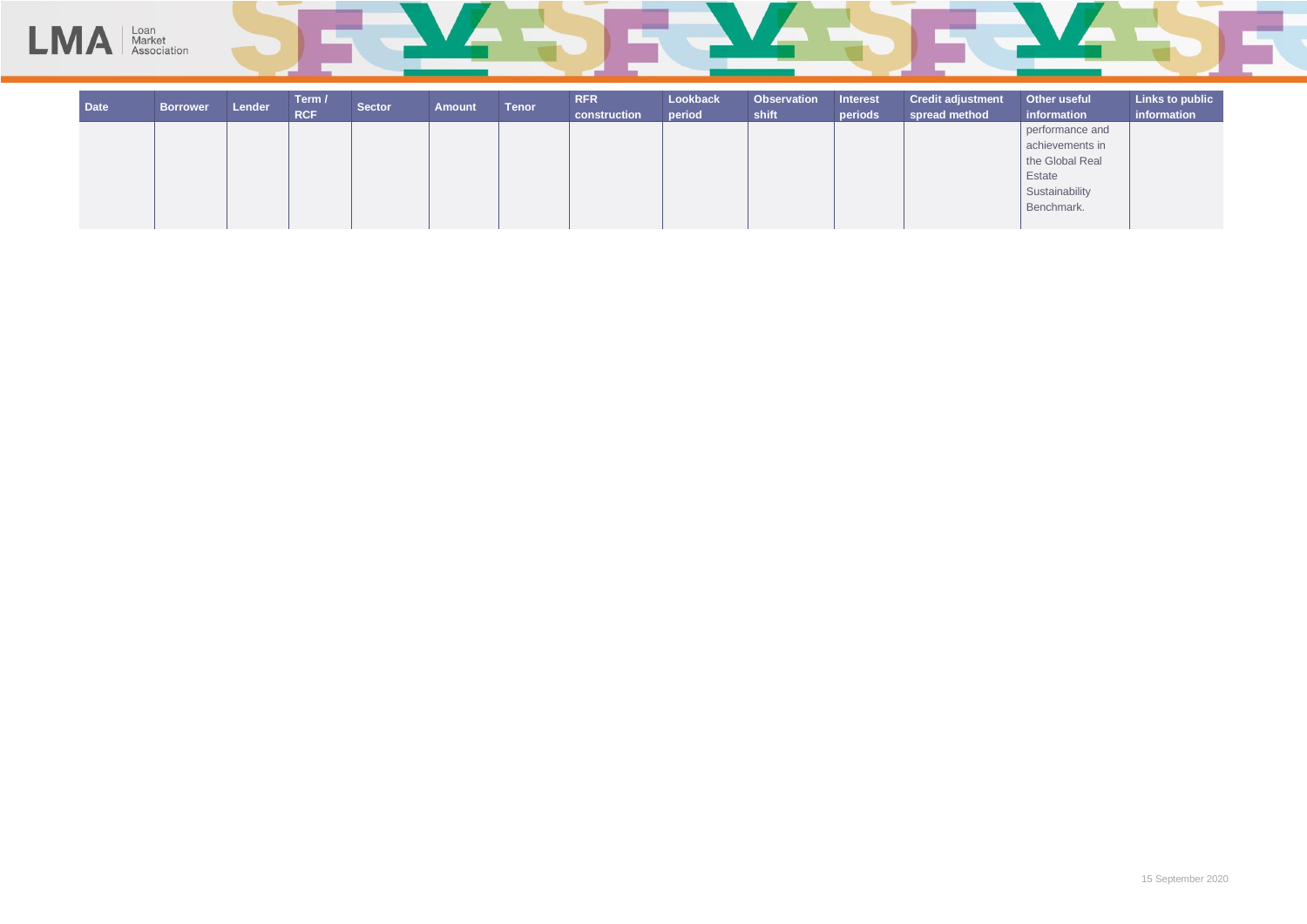| Date | Borrower | Lender | Term / RCF | Sector | Amount | Tenor | RFR construction | Lookback period | Observation shift | Interest periods | Credit adjustment spread method | Other useful information | Links to public information |
|---|---|---|---|---|---|---|---|---|---|---|---|---|---|
| | | | | | | | | | | | | performance and achievements in the Global Real Estate Sustainability Benchmark. | |